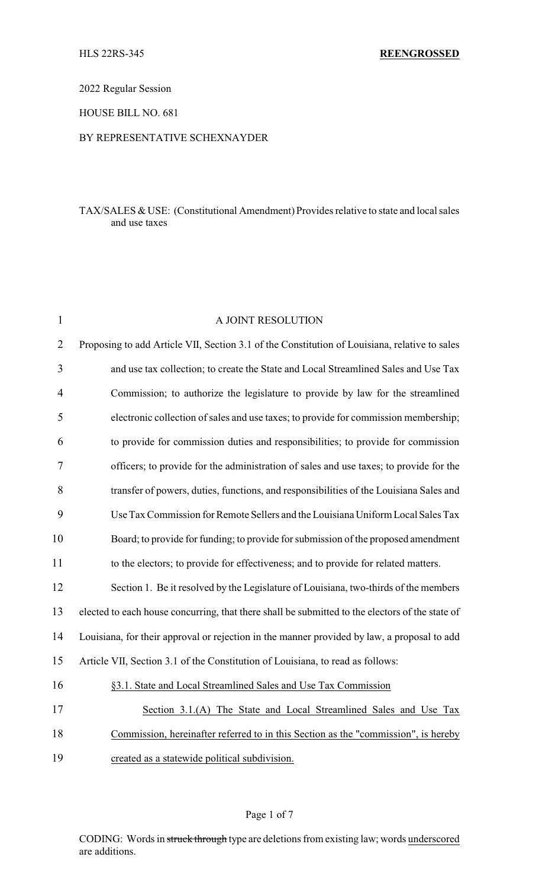HLS 22RS-345 **REENGROSSED**

2022 Regular Session

HOUSE BILL NO. 681

BY REPRESENTATIVE SCHEXNAYDER

TAX/SALES & USE: (Constitutional Amendment) Provides relative to state and local sales and use taxes

A JOINT RESOLUTION

Proposing to add Article VII, Section 3.1 of the Constitution of Louisiana, relative to sales and use tax collection; to create the State and Local Streamlined Sales and Use Tax Commission; to authorize the legislature to provide by law for the streamlined electronic collection of sales and use taxes; to provide for commission membership; to provide for commission duties and responsibilities; to provide for commission officers; to provide for the administration of sales and use taxes; to provide for the transfer of powers, duties, functions, and responsibilities of the Louisiana Sales and Use Tax Commission for Remote Sellers and the Louisiana Uniform Local Sales Tax Board; to provide for funding; to provide for submission of the proposed amendment to the electors; to provide for effectiveness; and to provide for related matters.

Section 1. Be it resolved by the Legislature of Louisiana, two-thirds of the members elected to each house concurring, that there shall be submitted to the electors of the state of Louisiana, for their approval or rejection in the manner provided by law, a proposal to add Article VII, Section 3.1 of the Constitution of Louisiana, to read as follows:

<u>§3.1. State and Local Streamlined Sales and Use Tax Commission</u>

<u>Section 3.1.(A) The State and Local Streamlined Sales and Use Tax Commission, hereinafter referred to in this Section as the "commission", is hereby created as a statewide political subdivision.</u>

CODING: Words in ~~struck through~~ type are deletions from existing law; words <u>underscored</u> are additions.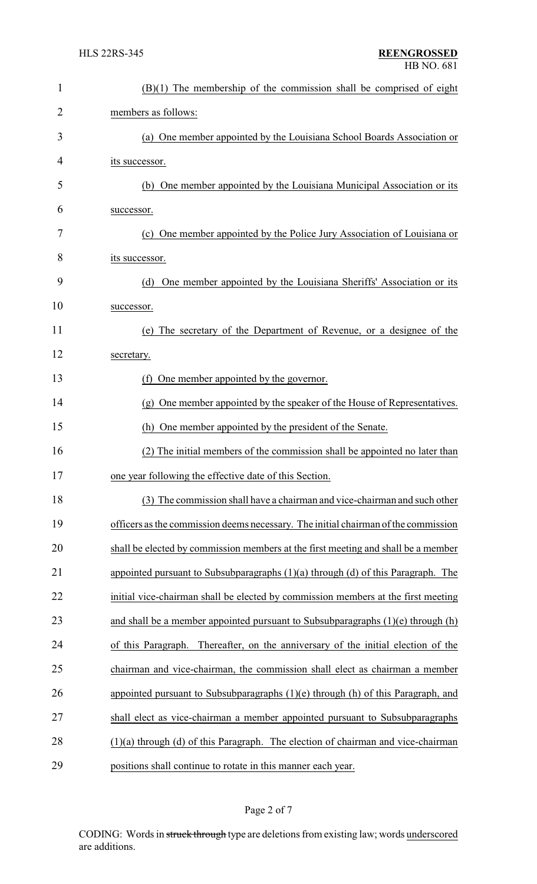(B)(1) The membership of the commission shall be comprised of eight members as follows:

(a) One member appointed by the Louisiana School Boards Association or its successor.

(b) One member appointed by the Louisiana Municipal Association or its successor.

(c) One member appointed by the Police Jury Association of Louisiana or its successor.

(d) One member appointed by the Louisiana Sheriffs' Association or its successor.

(e) The secretary of the Department of Revenue, or a designee of the secretary.

(f) One member appointed by the governor.

(g) One member appointed by the speaker of the House of Representatives.

(h) One member appointed by the president of the Senate.

(2) The initial members of the commission shall be appointed no later than one year following the effective date of this Section.

(3) The commission shall have a chairman and vice-chairman and such other officers as the commission deems necessary. The initial chairman of the commission shall be elected by commission members at the first meeting and shall be a member appointed pursuant to Subsubparagraphs (1)(a) through (d) of this Paragraph. The initial vice-chairman shall be elected by commission members at the first meeting and shall be a member appointed pursuant to Subsubparagraphs (1)(e) through (h) of this Paragraph. Thereafter, on the anniversary of the initial election of the chairman and vice-chairman, the commission shall elect as chairman a member appointed pursuant to Subsubparagraphs (1)(e) through (h) of this Paragraph, and shall elect as vice-chairman a member appointed pursuant to Subsubparagraphs (1)(a) through (d) of this Paragraph. The election of chairman and vice-chairman positions shall continue to rotate in this manner each year.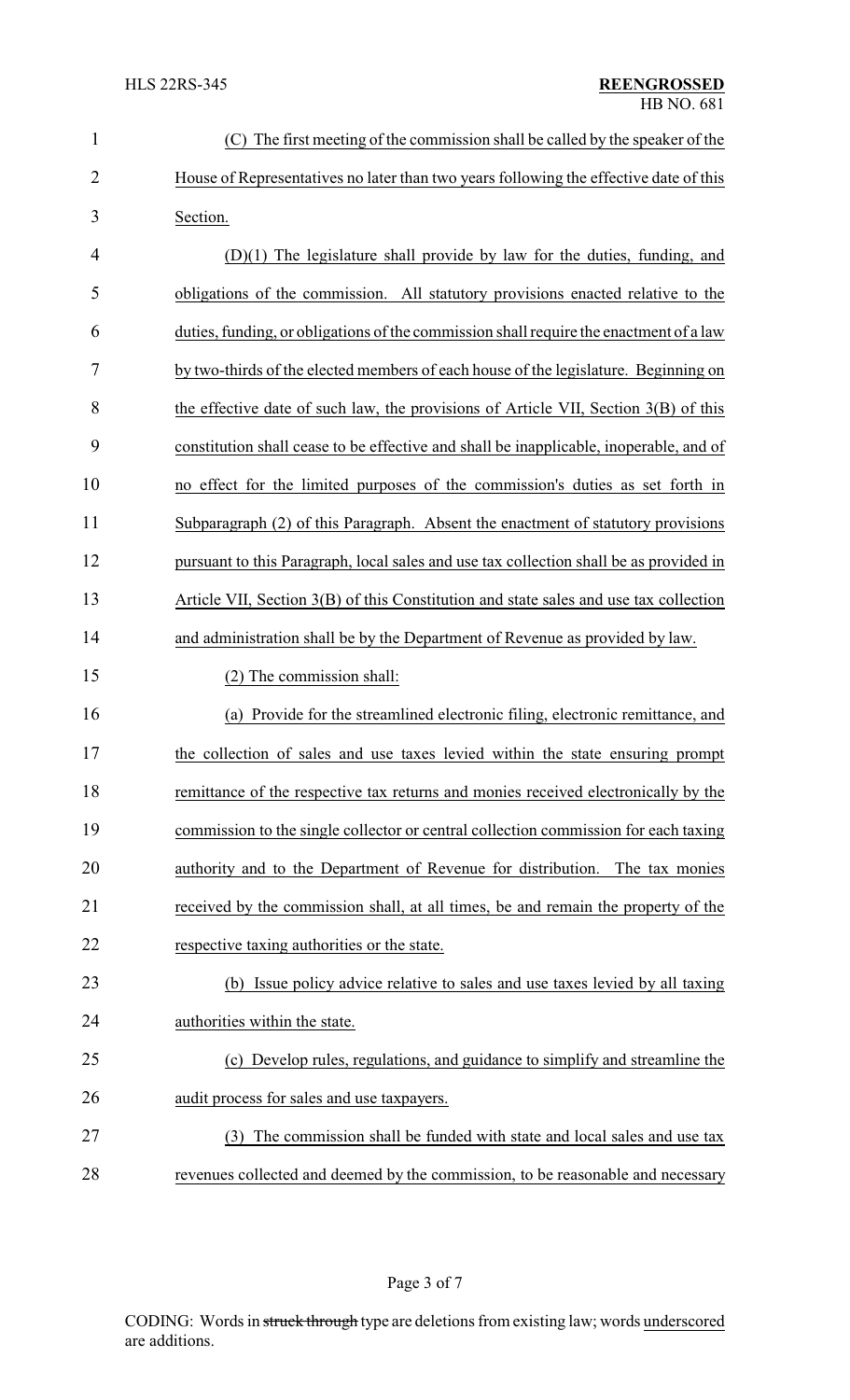(C) The first meeting of the commission shall be called by the speaker of the House of Representatives no later than two years following the effective date of this Section.

(D)(1) The legislature shall provide by law for the duties, funding, and obligations of the commission. All statutory provisions enacted relative to the duties, funding, or obligations of the commission shall require the enactment of a law by two-thirds of the elected members of each house of the legislature. Beginning on the effective date of such law, the provisions of Article VII, Section 3(B) of this constitution shall cease to be effective and shall be inapplicable, inoperable, and of no effect for the limited purposes of the commission's duties as set forth in Subparagraph (2) of this Paragraph. Absent the enactment of statutory provisions pursuant to this Paragraph, local sales and use tax collection shall be as provided in Article VII, Section 3(B) of this Constitution and state sales and use tax collection and administration shall be by the Department of Revenue as provided by law.

(2) The commission shall:

(a) Provide for the streamlined electronic filing, electronic remittance, and the collection of sales and use taxes levied within the state ensuring prompt remittance of the respective tax returns and monies received electronically by the commission to the single collector or central collection commission for each taxing authority and to the Department of Revenue for distribution. The tax monies received by the commission shall, at all times, be and remain the property of the respective taxing authorities or the state.

(b) Issue policy advice relative to sales and use taxes levied by all taxing authorities within the state.

(c) Develop rules, regulations, and guidance to simplify and streamline the audit process for sales and use taxpayers.

(3) The commission shall be funded with state and local sales and use tax revenues collected and deemed by the commission, to be reasonable and necessary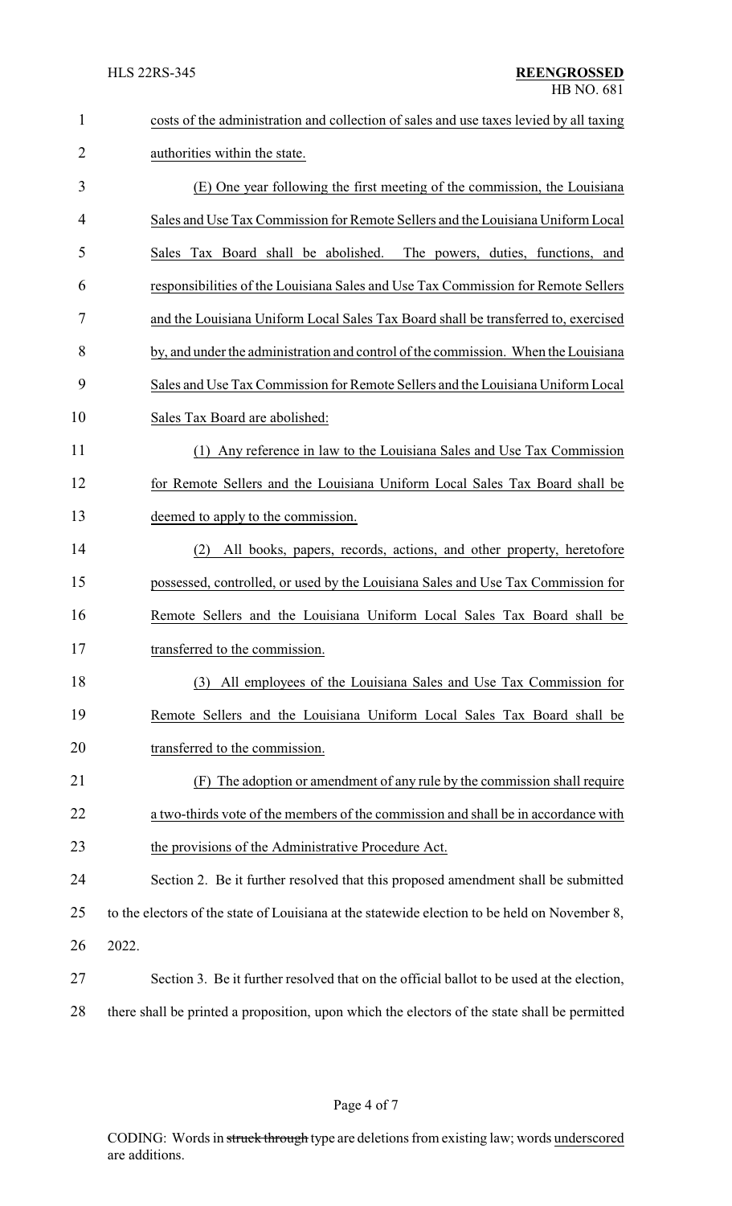costs of the administration and collection of sales and use taxes levied by all taxing authorities within the state.

(E) One year following the first meeting of the commission, the Louisiana Sales and Use Tax Commission for Remote Sellers and the Louisiana Uniform Local Sales Tax Board shall be abolished. The powers, duties, functions, and responsibilities of the Louisiana Sales and Use Tax Commission for Remote Sellers and the Louisiana Uniform Local Sales Tax Board shall be transferred to, exercised by, and under the administration and control of the commission. When the Louisiana Sales and Use Tax Commission for Remote Sellers and the Louisiana Uniform Local Sales Tax Board are abolished:

(1) Any reference in law to the Louisiana Sales and Use Tax Commission for Remote Sellers and the Louisiana Uniform Local Sales Tax Board shall be deemed to apply to the commission.

(2) All books, papers, records, actions, and other property, heretofore possessed, controlled, or used by the Louisiana Sales and Use Tax Commission for Remote Sellers and the Louisiana Uniform Local Sales Tax Board shall be transferred to the commission.

(3) All employees of the Louisiana Sales and Use Tax Commission for Remote Sellers and the Louisiana Uniform Local Sales Tax Board shall be transferred to the commission.

(F) The adoption or amendment of any rule by the commission shall require a two-thirds vote of the members of the commission and shall be in accordance with the provisions of the Administrative Procedure Act.

Section 2. Be it further resolved that this proposed amendment shall be submitted to the electors of the state of Louisiana at the statewide election to be held on November 8, 2022.

Section 3. Be it further resolved that on the official ballot to be used at the election, there shall be printed a proposition, upon which the electors of the state shall be permitted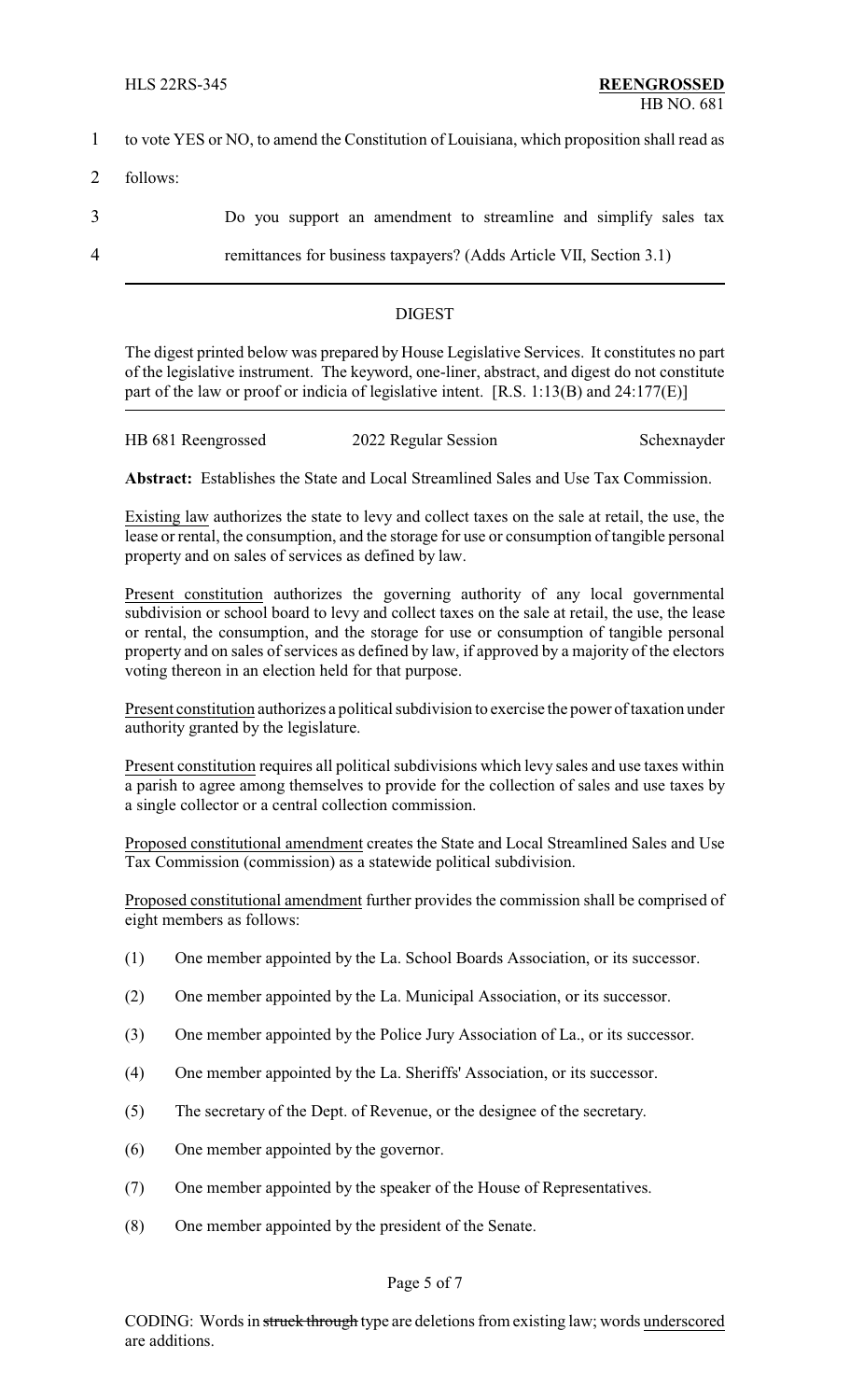to vote YES or NO, to amend the Constitution of Louisiana, which proposition shall read as follows:

Do you support an amendment to streamline and simplify sales tax remittances for business taxpayers? (Adds Article VII, Section 3.1)

---

## DIGEST

The digest printed below was prepared by House Legislative Services. It constitutes no part of the legislative instrument. The keyword, one-liner, abstract, and digest do not constitute part of the law or proof or indicia of legislative intent. [R.S. 1:13(B) and 24:177(E)]

| HB 681 Reengrossed | 2022 Regular Session | Schexnayder |
|---|---|---|

**Abstract:** Establishes the State and Local Streamlined Sales and Use Tax Commission.

Existing law authorizes the state to levy and collect taxes on the sale at retail, the use, the lease or rental, the consumption, and the storage for use or consumption of tangible personal property and on sales of services as defined by law.

Present constitution authorizes the governing authority of any local governmental subdivision or school board to levy and collect taxes on the sale at retail, the use, the lease or rental, the consumption, and the storage for use or consumption of tangible personal property and on sales of services as defined by law, if approved by a majority of the electors voting thereon in an election held for that purpose.

Present constitution authorizes a political subdivision to exercise the power of taxation under authority granted by the legislature.

Present constitution requires all political subdivisions which levy sales and use taxes within a parish to agree among themselves to provide for the collection of sales and use taxes by a single collector or a central collection commission.

Proposed constitutional amendment creates the State and Local Streamlined Sales and Use Tax Commission (commission) as a statewide political subdivision.

Proposed constitutional amendment further provides the commission shall be comprised of eight members as follows:

(1) One member appointed by the La. School Boards Association, or its successor.

(2) One member appointed by the La. Municipal Association, or its successor.

(3) One member appointed by the Police Jury Association of La., or its successor.

(4) One member appointed by the La. Sheriffs' Association, or its successor.

(5) The secretary of the Dept. of Revenue, or the designee of the secretary.

(6) One member appointed by the governor.

(7) One member appointed by the speaker of the House of Representatives.

(8) One member appointed by the president of the Senate.

CODING: Words in ~~struck through~~ type are deletions from existing law; words underscored are additions.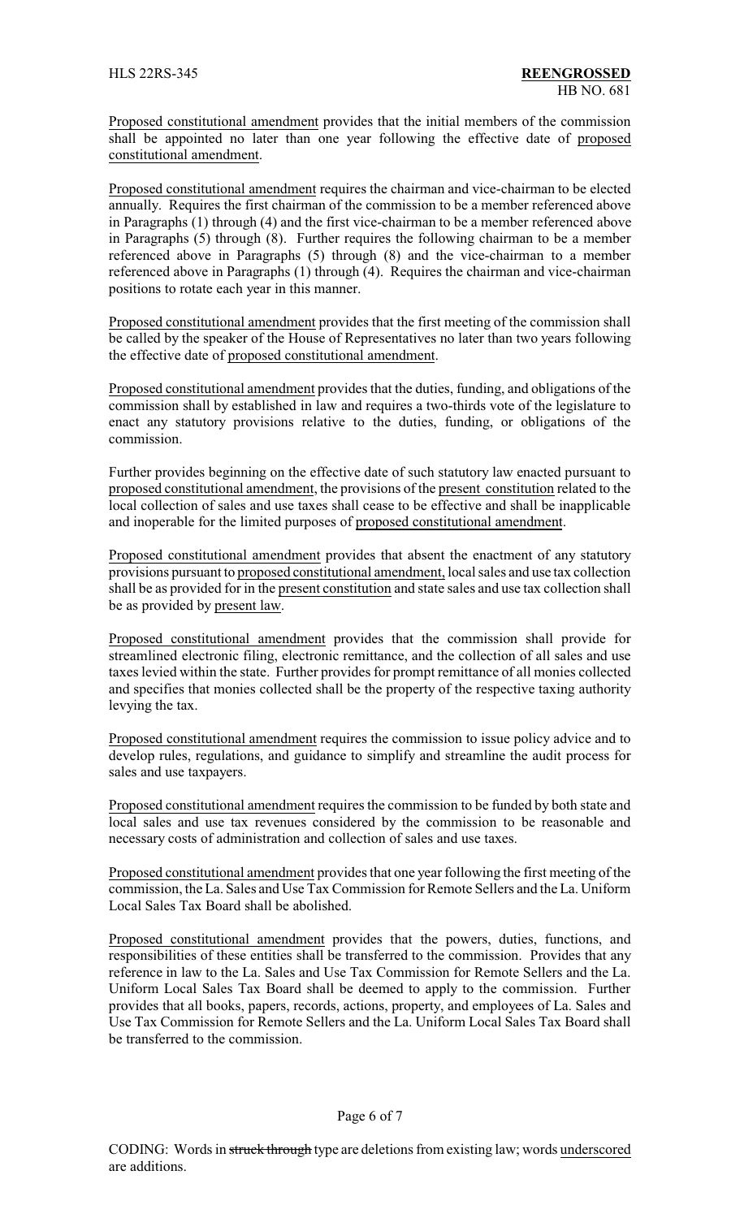Proposed constitutional amendment provides that the initial members of the commission shall be appointed no later than one year following the effective date of proposed constitutional amendment.

Proposed constitutional amendment requires the chairman and vice-chairman to be elected annually. Requires the first chairman of the commission to be a member referenced above in Paragraphs (1) through (4) and the first vice-chairman to be a member referenced above in Paragraphs (5) through (8). Further requires the following chairman to be a member referenced above in Paragraphs (5) through (8) and the vice-chairman to a member referenced above in Paragraphs (1) through (4). Requires the chairman and vice-chairman positions to rotate each year in this manner.

Proposed constitutional amendment provides that the first meeting of the commission shall be called by the speaker of the House of Representatives no later than two years following the effective date of proposed constitutional amendment.

Proposed constitutional amendment provides that the duties, funding, and obligations of the commission shall by established in law and requires a two-thirds vote of the legislature to enact any statutory provisions relative to the duties, funding, or obligations of the commission.

Further provides beginning on the effective date of such statutory law enacted pursuant to proposed constitutional amendment, the provisions of the present constitution related to the local collection of sales and use taxes shall cease to be effective and shall be inapplicable and inoperable for the limited purposes of proposed constitutional amendment.

Proposed constitutional amendment provides that absent the enactment of any statutory provisions pursuant to proposed constitutional amendment, local sales and use tax collection shall be as provided for in the present constitution and state sales and use tax collection shall be as provided by present law.

Proposed constitutional amendment provides that the commission shall provide for streamlined electronic filing, electronic remittance, and the collection of all sales and use taxes levied within the state. Further provides for prompt remittance of all monies collected and specifies that monies collected shall be the property of the respective taxing authority levying the tax.

Proposed constitutional amendment requires the commission to issue policy advice and to develop rules, regulations, and guidance to simplify and streamline the audit process for sales and use taxpayers.

Proposed constitutional amendment requires the commission to be funded by both state and local sales and use tax revenues considered by the commission to be reasonable and necessary costs of administration and collection of sales and use taxes.

Proposed constitutional amendment provides that one year following the first meeting of the commission, the La. Sales and Use Tax Commission for Remote Sellers and the La. Uniform Local Sales Tax Board shall be abolished.

Proposed constitutional amendment provides that the powers, duties, functions, and responsibilities of these entities shall be transferred to the commission. Provides that any reference in law to the La. Sales and Use Tax Commission for Remote Sellers and the La. Uniform Local Sales Tax Board shall be deemed to apply to the commission. Further provides that all books, papers, records, actions, property, and employees of La. Sales and Use Tax Commission for Remote Sellers and the La. Uniform Local Sales Tax Board shall be transferred to the commission.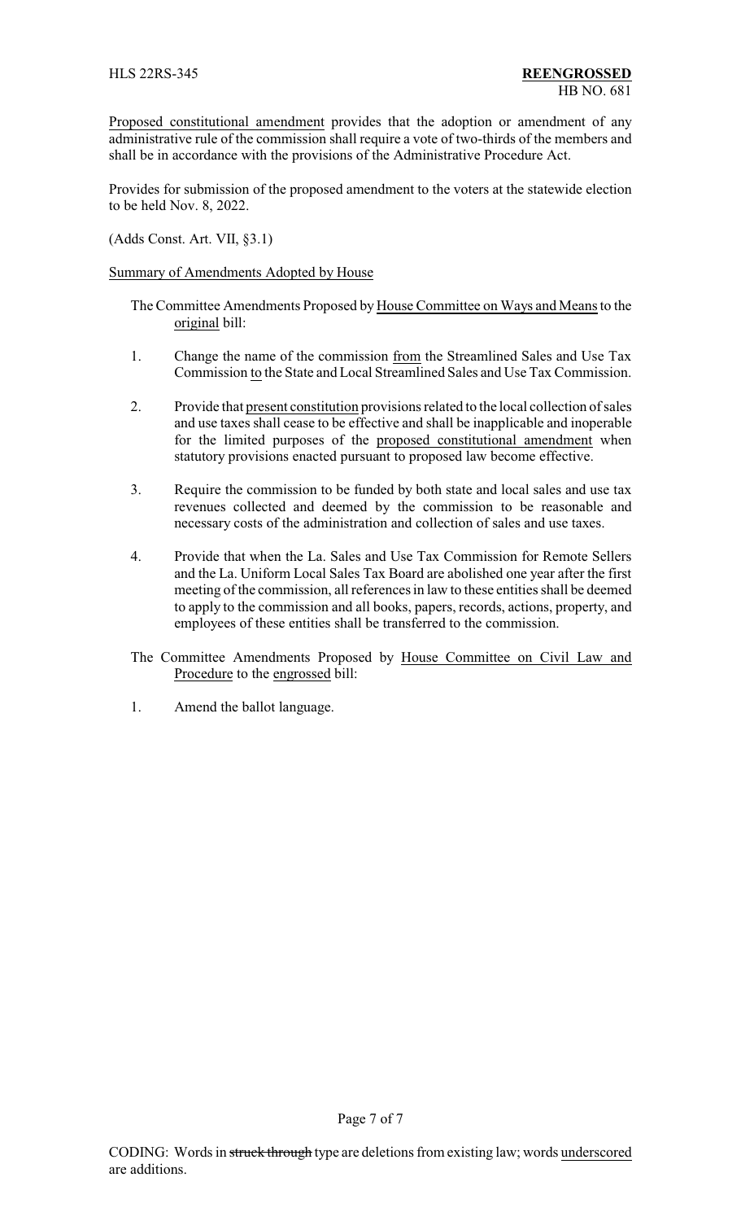Proposed constitutional amendment provides that the adoption or amendment of any administrative rule of the commission shall require a vote of two-thirds of the members and shall be in accordance with the provisions of the Administrative Procedure Act.

Provides for submission of the proposed amendment to the voters at the statewide election to be held Nov. 8, 2022.

(Adds Const. Art. VII, §3.1)

Summary of Amendments Adopted by House

The Committee Amendments Proposed by House Committee on Ways and Means to the original bill:

1. Change the name of the commission from the Streamlined Sales and Use Tax Commission to the State and Local Streamlined Sales and Use Tax Commission.

2. Provide that present constitution provisions related to the local collection of sales and use taxes shall cease to be effective and shall be inapplicable and inoperable for the limited purposes of the proposed constitutional amendment when statutory provisions enacted pursuant to proposed law become effective.

3. Require the commission to be funded by both state and local sales and use tax revenues collected and deemed by the commission to be reasonable and necessary costs of the administration and collection of sales and use taxes.

4. Provide that when the La. Sales and Use Tax Commission for Remote Sellers and the La. Uniform Local Sales Tax Board are abolished one year after the first meeting of the commission, all references in law to these entities shall be deemed to apply to the commission and all books, papers, records, actions, property, and employees of these entities shall be transferred to the commission.

The Committee Amendments Proposed by House Committee on Civil Law and Procedure to the engrossed bill:

1. Amend the ballot language.